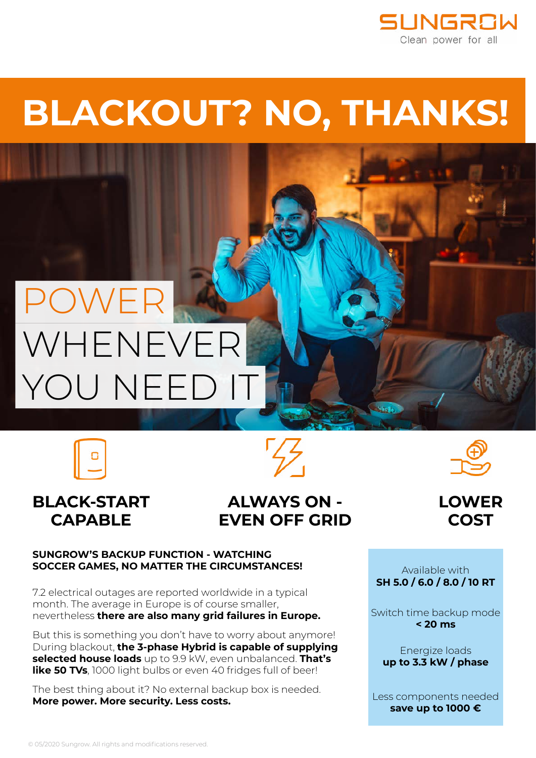SUNGROW
Clean power for all

# BLACKOUT? NO, THANKS!

## POWER WHENEVER YOU NEED IT

### BLACK-START CAPABLE

### ALWAYS ON - EVEN OFF GRID

### LOWER COST

**SUNGROW'S BACKUP FUNCTION - WATCHING SOCCER GAMES, NO MATTER THE CIRCUMSTANCES!**

7.2 electrical outages are reported worldwide in a typical month. The average in Europe is of course smaller, nevertheless **there are also many grid failures in Europe.**

But this is something you don't have to worry about anymore! During blackout, **the 3-phase Hybrid is capable of supplying selected house loads** up to 9.9 kW, even unbalanced. **That's like 50 TVs**, 1000 light bulbs or even 40 fridges full of beer!

The best thing about it? No external backup box is needed.
**More power. More security. Less costs.**

Available with
**SH 5.0 / 6.0 / 8.0 / 10 RT**

Switch time backup mode
**< 20 ms**

Energize loads
**up to 3.3 kW / phase**

Less components needed
**save up to 1000 €**

© 05/2020 Sungrow. All rights and modifications reserved.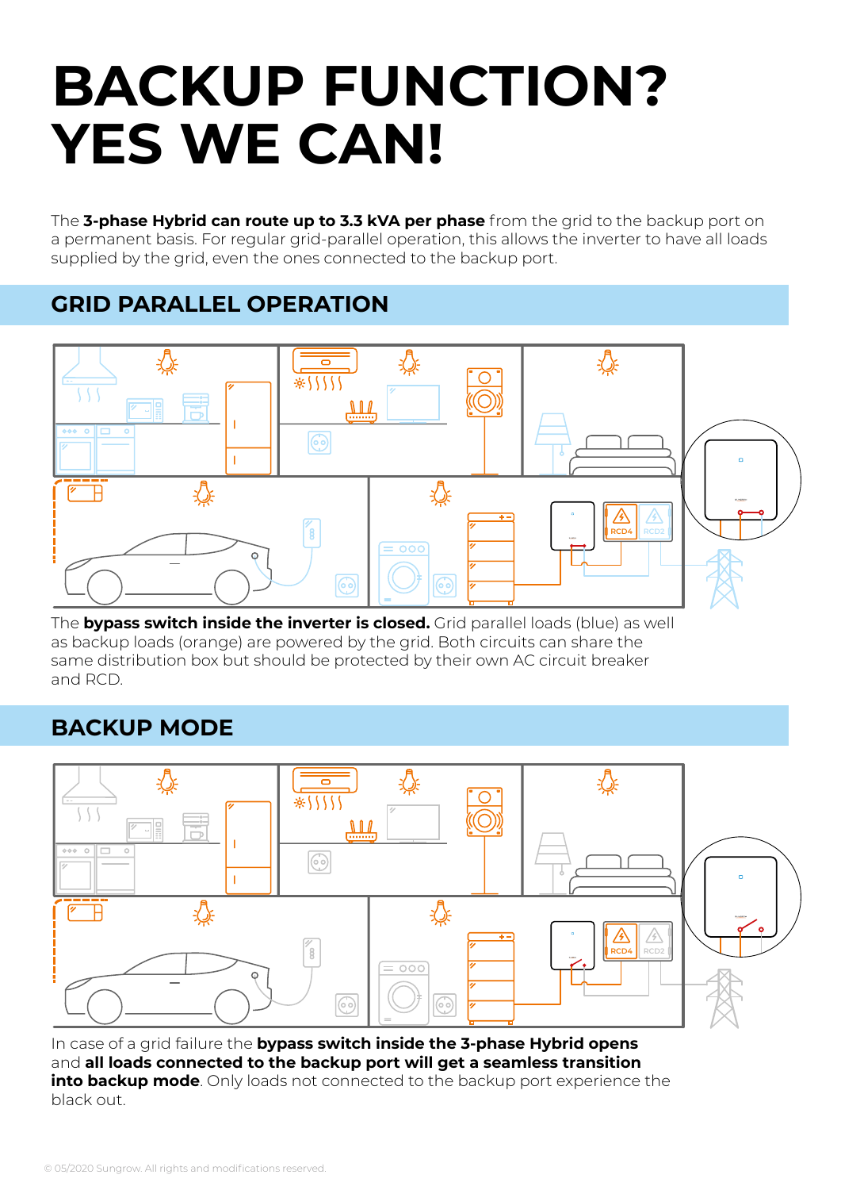# BACKUP FUNCTION? YES WE CAN!

The **3-phase Hybrid can route up to 3.3 kVA per phase** from the grid to the backup port on a permanent basis. For regular grid-parallel operation, this allows the inverter to have all loads supplied by the grid, even the ones connected to the backup port.

## GRID PARALLEL OPERATION

The **bypass switch inside the inverter is closed.** Grid parallel loads (blue) as well as backup loads (orange) are powered by the grid. Both circuits can share the same distribution box but should be protected by their own AC circuit breaker and RCD.

## BACKUP MODE

In case of a grid failure the **bypass switch inside the 3-phase Hybrid opens** and **all loads connected to the backup port will get a seamless transition into backup mode**. Only loads not connected to the backup port experience the black out.

© 05/2020 Sungrow. All rights and modifications reserved.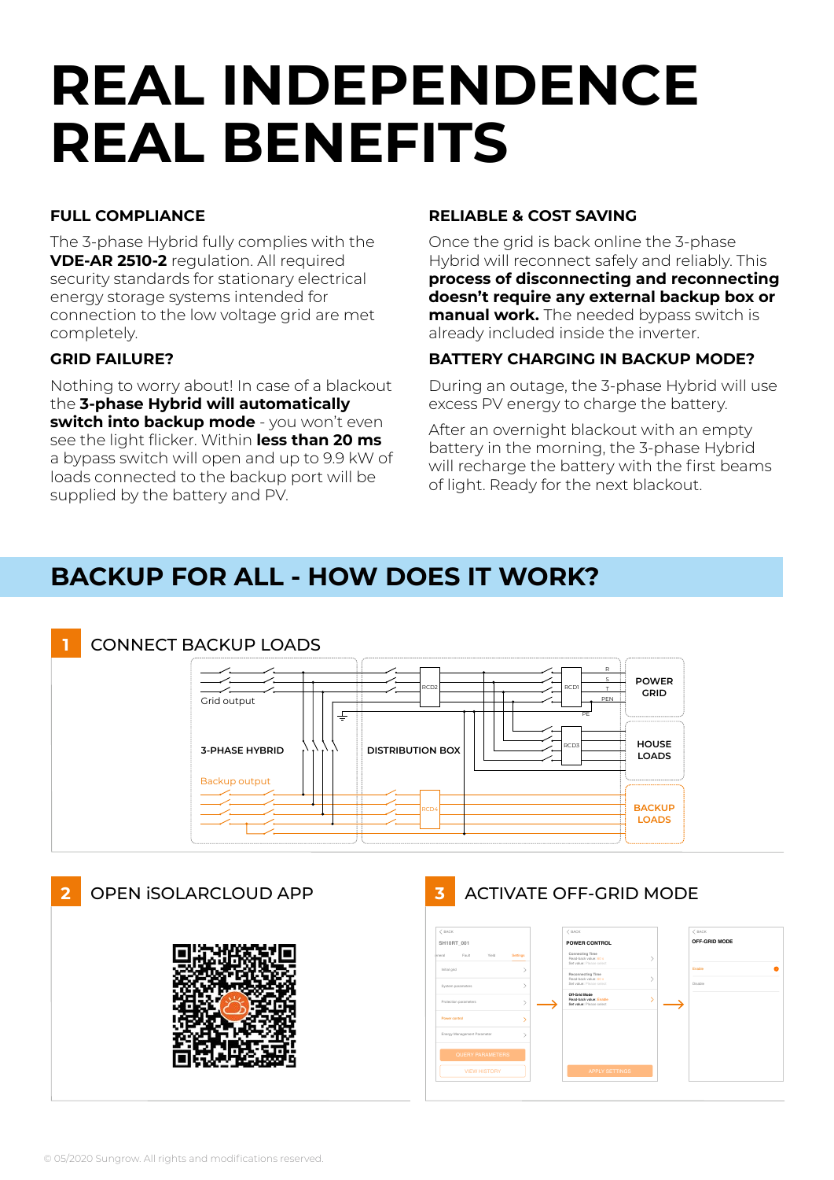# REAL INDEPENDENCE REAL BENEFITS

### FULL COMPLIANCE

The 3-phase Hybrid fully complies with the **VDE-AR 2510-2** regulation. All required security standards for stationary electrical energy storage systems intended for connection to the low voltage grid are met completely.

### GRID FAILURE?

Nothing to worry about! In case of a blackout the **3-phase Hybrid will automatically switch into backup mode** - you won't even see the light flicker. Within **less than 20 ms** a bypass switch will open and up to 9.9 kW of loads connected to the backup port will be supplied by the battery and PV.

### RELIABLE & COST SAVING

Once the grid is back online the 3-phase Hybrid will reconnect safely and reliably. This **process of disconnecting and reconnecting doesn't require any external backup box or manual work.** The needed bypass switch is already included inside the inverter.

### BATTERY CHARGING IN BACKUP MODE?

During an outage, the 3-phase Hybrid will use excess PV energy to charge the battery.

After an overnight blackout with an empty battery in the morning, the 3-phase Hybrid will recharge the battery with the first beams of light. Ready for the next blackout.

## BACKUP FOR ALL - HOW DOES IT WORK?

### 1 CONNECT BACKUP LOADS

Grid output

3-PHASE HYBRID

Backup output

DISTRIBUTION BOX

RCD1 RCD2 RCD3 RCD4

R S T PEN PE

POWER GRID

HOUSE LOADS

BACKUP LOADS

### 2 OPEN iSOLARCLOUD APP

### 3 ACTIVATE OFF-GRID MODE

© 05/2020 Sungrow. All rights and modifications reserved.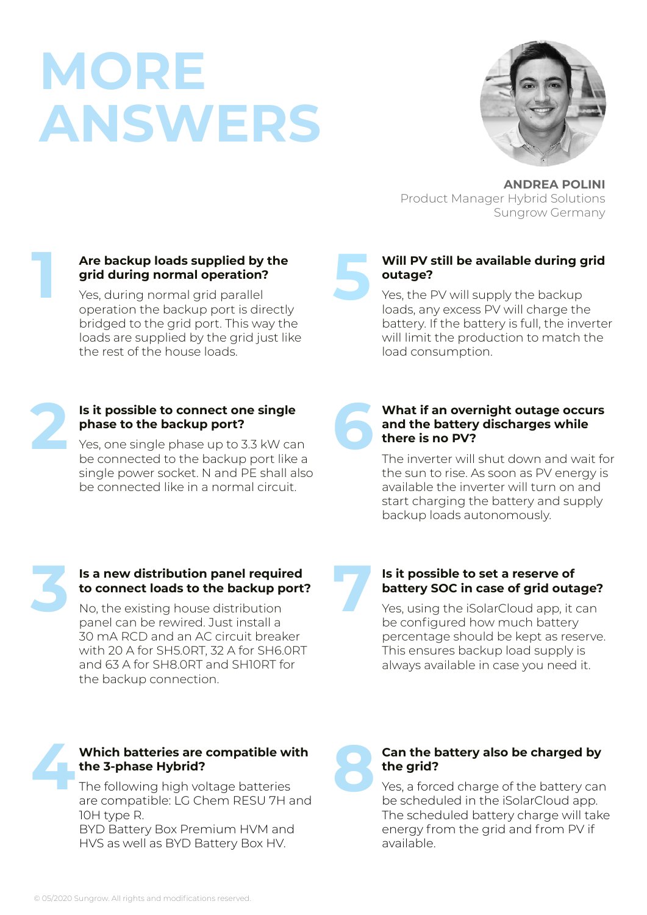# MORE ANSWERS

**ANDREA POLINI**
Product Manager Hybrid Solutions
Sungrow Germany

## 1 Are backup loads supplied by the grid during normal operation?

Yes, during normal grid parallel operation the backup port is directly bridged to the grid port. This way the loads are supplied by the grid just like the rest of the house loads.

## 2 Is it possible to connect one single phase to the backup port?

Yes, one single phase up to 3.3 kW can be connected to the backup port like a single power socket. N and PE shall also be connected like in a normal circuit.

## 3 Is a new distribution panel required to connect loads to the backup port?

No, the existing house distribution panel can be rewired. Just install a 30 mA RCD and an AC circuit breaker with 20 A for SH5.0RT, 32 A for SH6.0RT and 63 A for SH8.0RT and SH10RT for the backup connection.

## 4 Which batteries are compatible with the 3-phase Hybrid?

The following high voltage batteries are compatible: LG Chem RESU 7H and 10H type R.
BYD Battery Box Premium HVM and HVS as well as BYD Battery Box HV.

## 5 Will PV still be available during grid outage?

Yes, the PV will supply the backup loads, any excess PV will charge the battery. If the battery is full, the inverter will limit the production to match the load consumption.

## 6 What if an overnight outage occurs and the battery discharges while there is no PV?

The inverter will shut down and wait for the sun to rise. As soon as PV energy is available the inverter will turn on and start charging the battery and supply backup loads autonomously.

## 7 Is it possible to set a reserve of battery SOC in case of grid outage?

Yes, using the iSolarCloud app, it can be configured how much battery percentage should be kept as reserve. This ensures backup load supply is always available in case you need it.

## 8 Can the battery also be charged by the grid?

Yes, a forced charge of the battery can be scheduled in the iSolarCloud app. The scheduled battery charge will take energy from the grid and from PV if available.

© 05/2020 Sungrow. All rights and modifications reserved.